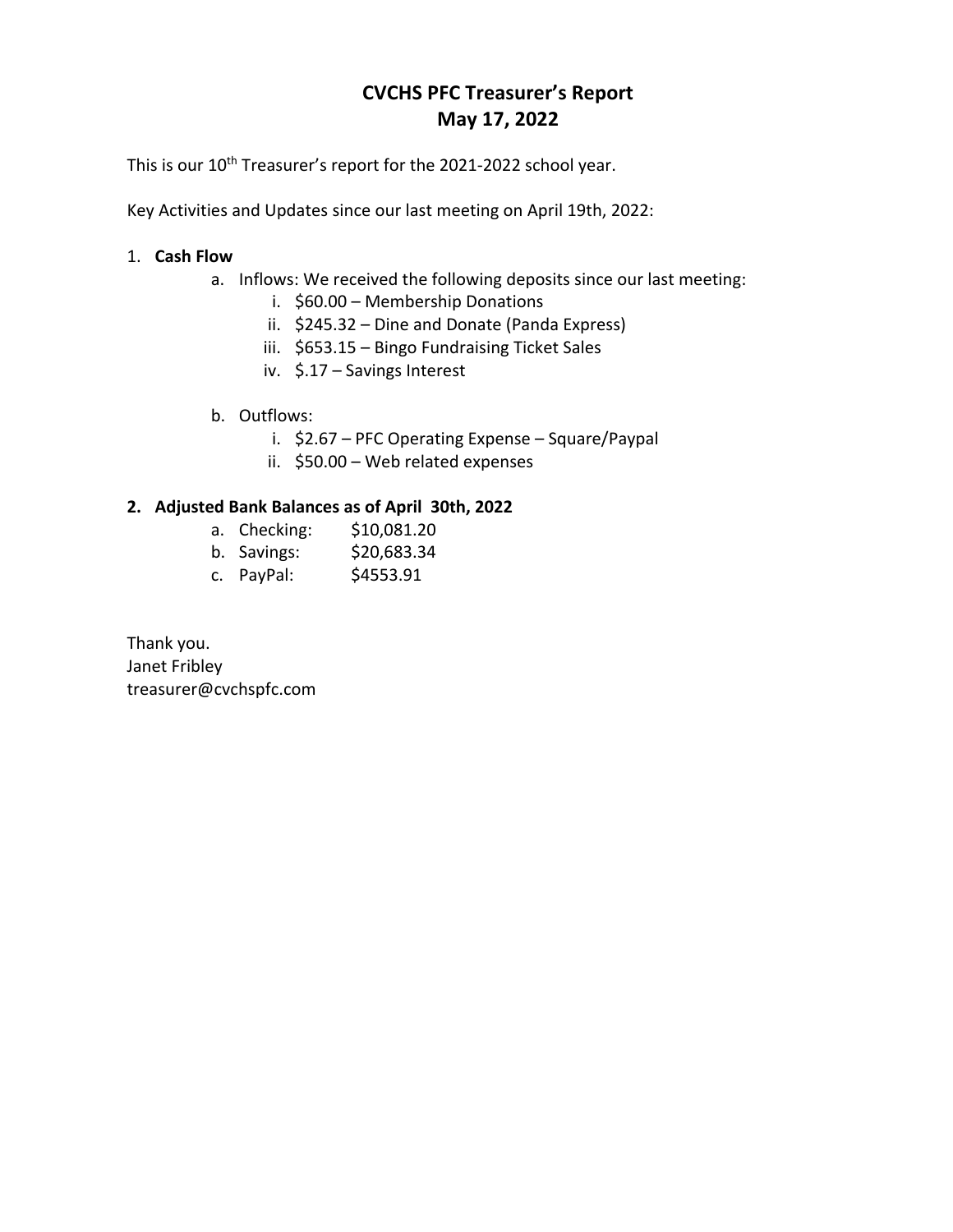# CVCHS PFC Treasurer's Report
## May 17, 2022

This is our 10th Treasurer's report for the 2021-2022 school year.

Key Activities and Updates since our last meeting on April 19th, 2022:

1. **Cash Flow**
    a. Inflows: We received the following deposits since our last meeting:
        i. $60.00 – Membership Donations
        ii. $245.32 – Dine and Donate (Panda Express)
        iii. $653.15 – Bingo Fundraising Ticket Sales
        iv. $.17 – Savings Interest

    b. Outflows:
        i. $2.67 – PFC Operating Expense – Square/Paypal
        ii. $50.00 – Web related expenses

2. **Adjusted Bank Balances as of April 30th, 2022**
    a. Checking: $10,081.20
    b. Savings: $20,683.34
    c. PayPal: $4553.91

Thank you.
Janet Fribley
treasurer@cvchspfc.com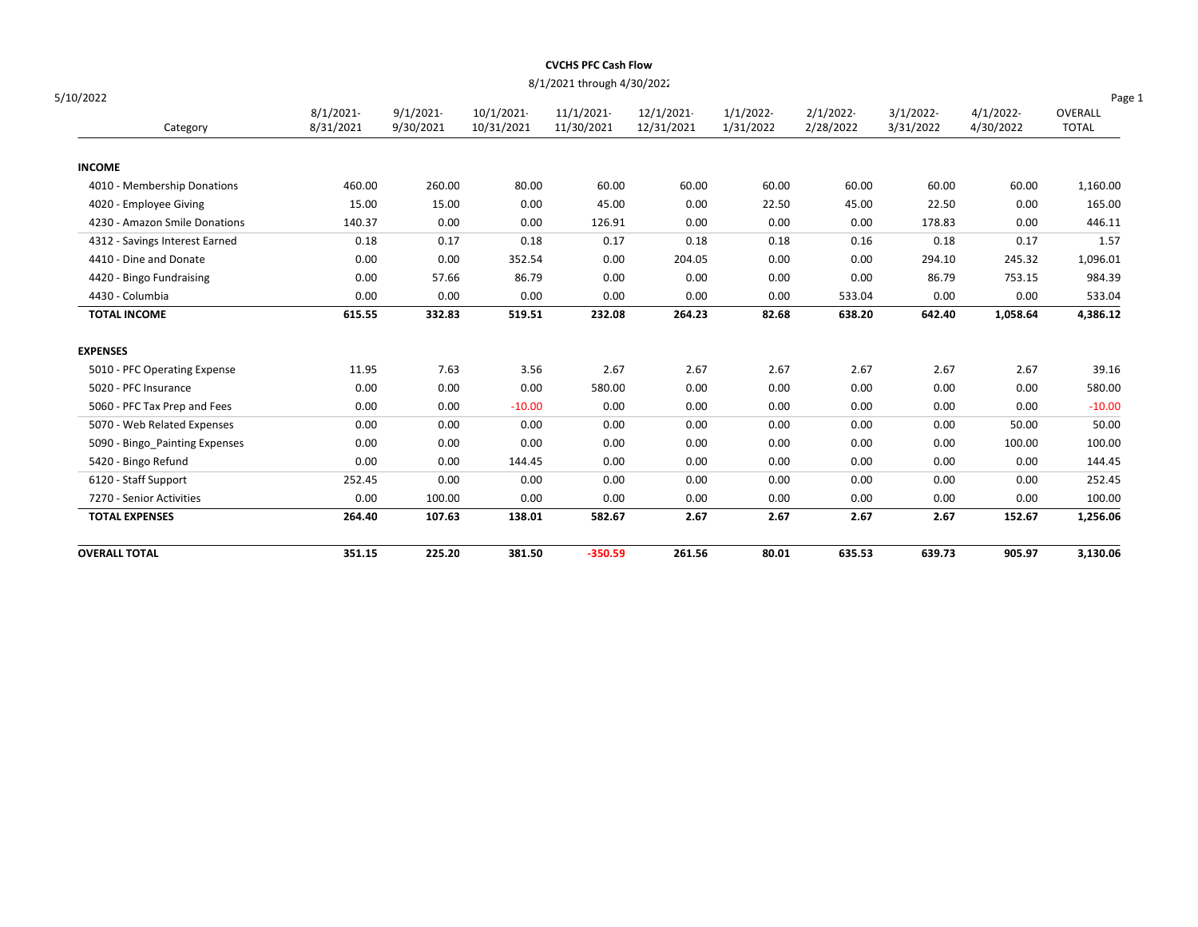# CVCHS PFC Cash Flow

8/1/2021 through 4/30/2022

5/10/2022

| Category | 8/1/2021-8/31/2021 | 9/1/2021-9/30/2021 | 10/1/2021-10/31/2021 | 11/1/2021-11/30/2021 | 12/1/2021-12/31/2021 | 1/1/2022-1/31/2022 | 2/1/2022-2/28/2022 | 3/1/2022-3/31/2022 | 4/1/2022-4/30/2022 | OVERALL TOTAL |
|---|---|---|---|---|---|---|---|---|---|---|
| **INCOME** | | | | | | | | | | |
| 4010 - Membership Donations | 460.00 | 260.00 | 80.00 | 60.00 | 60.00 | 60.00 | 60.00 | 60.00 | 60.00 | 1,160.00 |
| 4020 - Employee Giving | 15.00 | 15.00 | 0.00 | 45.00 | 0.00 | 22.50 | 45.00 | 22.50 | 0.00 | 165.00 |
| 4230 - Amazon Smile Donations | 140.37 | 0.00 | 0.00 | 126.91 | 0.00 | 0.00 | 0.00 | 178.83 | 0.00 | 446.11 |
| 4312 - Savings Interest Earned | 0.18 | 0.17 | 0.18 | 0.17 | 0.18 | 0.18 | 0.16 | 0.18 | 0.17 | 1.57 |
| 4410 - Dine and Donate | 0.00 | 0.00 | 352.54 | 0.00 | 204.05 | 0.00 | 0.00 | 294.10 | 245.32 | 1,096.01 |
| 4420 - Bingo Fundraising | 0.00 | 57.66 | 86.79 | 0.00 | 0.00 | 0.00 | 0.00 | 86.79 | 753.15 | 984.39 |
| 4430 - Columbia | 0.00 | 0.00 | 0.00 | 0.00 | 0.00 | 0.00 | 533.04 | 0.00 | 0.00 | 533.04 |
| **TOTAL INCOME** | **615.55** | **332.83** | **519.51** | **232.08** | **264.23** | **82.68** | **638.20** | **642.40** | **1,058.64** | **4,386.12** |
| **EXPENSES** | | | | | | | | | | |
| 5010 - PFC Operating Expense | 11.95 | 7.63 | 3.56 | 2.67 | 2.67 | 2.67 | 2.67 | 2.67 | 2.67 | 39.16 |
| 5020 - PFC Insurance | 0.00 | 0.00 | 0.00 | 580.00 | 0.00 | 0.00 | 0.00 | 0.00 | 0.00 | 580.00 |
| 5060 - PFC Tax Prep and Fees | 0.00 | 0.00 | -10.00 | 0.00 | 0.00 | 0.00 | 0.00 | 0.00 | 0.00 | -10.00 |
| 5070 - Web Related Expenses | 0.00 | 0.00 | 0.00 | 0.00 | 0.00 | 0.00 | 0.00 | 0.00 | 50.00 | 50.00 |
| 5090 - Bingo_Painting Expenses | 0.00 | 0.00 | 0.00 | 0.00 | 0.00 | 0.00 | 0.00 | 0.00 | 100.00 | 100.00 |
| 5420 - Bingo Refund | 0.00 | 0.00 | 144.45 | 0.00 | 0.00 | 0.00 | 0.00 | 0.00 | 0.00 | 144.45 |
| 6120 - Staff Support | 252.45 | 0.00 | 0.00 | 0.00 | 0.00 | 0.00 | 0.00 | 0.00 | 0.00 | 252.45 |
| 7270 - Senior Activities | 0.00 | 100.00 | 0.00 | 0.00 | 0.00 | 0.00 | 0.00 | 0.00 | 0.00 | 100.00 |
| **TOTAL EXPENSES** | **264.40** | **107.63** | **138.01** | **582.67** | **2.67** | **2.67** | **2.67** | **2.67** | **152.67** | **1,256.06** |
| **OVERALL TOTAL** | **351.15** | **225.20** | **381.50** | **-350.59** | **261.56** | **80.01** | **635.53** | **639.73** | **905.97** | **3,130.06** |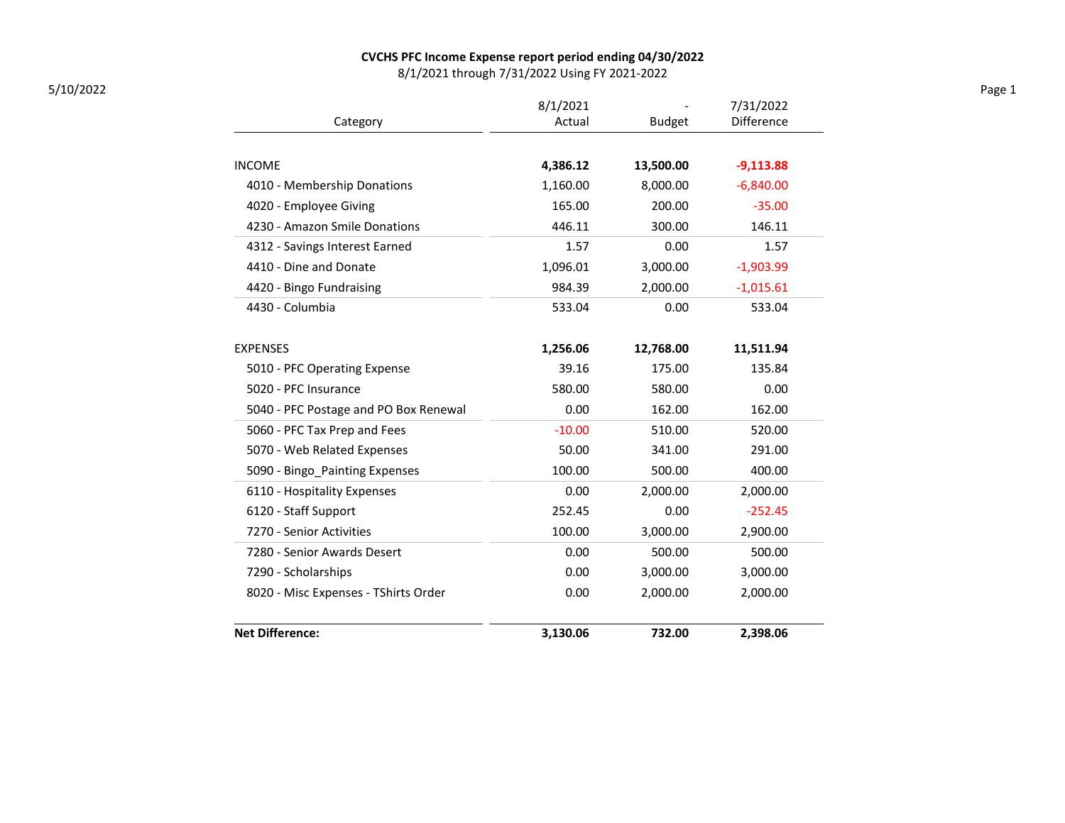**CVCHS PFC Income Expense report period ending 04/30/2022**

8/1/2021 through 7/31/2022 Using FY 2021-2022

5/10/2022

| Category | 8/1/2021 Actual | - Budget | 7/31/2022 Difference |
|---|---|---|---|
| INCOME | **4,386.12** | **13,500.00** | **-9,113.88** |
| 4010 - Membership Donations | 1,160.00 | 8,000.00 | -6,840.00 |
| 4020 - Employee Giving | 165.00 | 200.00 | -35.00 |
| 4230 - Amazon Smile Donations | 446.11 | 300.00 | 146.11 |
| 4312 - Savings Interest Earned | 1.57 | 0.00 | 1.57 |
| 4410 - Dine and Donate | 1,096.01 | 3,000.00 | -1,903.99 |
| 4420 - Bingo Fundraising | 984.39 | 2,000.00 | -1,015.61 |
| 4430 - Columbia | 533.04 | 0.00 | 533.04 |
| EXPENSES | **1,256.06** | **12,768.00** | **11,511.94** |
| 5010 - PFC Operating Expense | 39.16 | 175.00 | 135.84 |
| 5020 - PFC Insurance | 580.00 | 580.00 | 0.00 |
| 5040 - PFC Postage and PO Box Renewal | 0.00 | 162.00 | 162.00 |
| 5060 - PFC Tax Prep and Fees | -10.00 | 510.00 | 520.00 |
| 5070 - Web Related Expenses | 50.00 | 341.00 | 291.00 |
| 5090 - Bingo_Painting Expenses | 100.00 | 500.00 | 400.00 |
| 6110 - Hospitality Expenses | 0.00 | 2,000.00 | 2,000.00 |
| 6120 - Staff Support | 252.45 | 0.00 | -252.45 |
| 7270 - Senior Activities | 100.00 | 3,000.00 | 2,900.00 |
| 7280 - Senior Awards Desert | 0.00 | 500.00 | 500.00 |
| 7290 - Scholarships | 0.00 | 3,000.00 | 3,000.00 |
| 8020 - Misc Expenses - TShirts Order | 0.00 | 2,000.00 | 2,000.00 |
| **Net Difference:** | **3,130.06** | **732.00** | **2,398.06** |